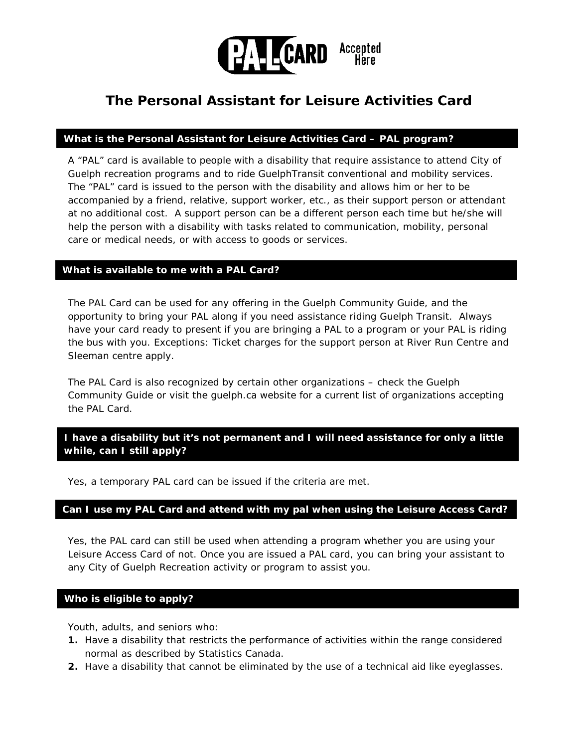PAL CARD Accepted Here

# The Personal Assistant for Leisure Activities Card

## What is the Personal Assistant for Leisure Activities Card – PAL program?

A "PAL" card is available to people with a disability that require assistance to attend City of Guelph recreation programs and to ride GuelphTransit conventional and mobility services. The "PAL" card is issued to the person with the disability and allows him or her to be accompanied by a friend, relative, support worker, etc., as their support person or attendant at no additional cost. A support person can be a different person each time but he/she will help the person with a disability with tasks related to communication, mobility, personal care or medical needs, or with access to goods or services.

## What is available to me with a PAL Card?

The PAL Card can be used for any offering in the Guelph Community Guide, and the opportunity to bring your PAL along if you need assistance riding Guelph Transit. Always have your card ready to present if you are bringing a PAL to a program or your PAL is riding the bus with you. Exceptions: Ticket charges for the support person at River Run Centre and Sleeman centre apply.

The PAL Card is also recognized by certain other organizations – check the Guelph Community Guide or visit the guelph.ca website for a current list of organizations accepting the PAL Card.

## I have a disability but it's not permanent and I will need assistance for only a little while, can I still apply?

Yes, a temporary PAL card can be issued if the criteria are met.

## Can I use my PAL Card and attend with my pal when using the Leisure Access Card?

Yes, the PAL card can still be used when attending a program whether you are using your Leisure Access Card of not. Once you are issued a PAL card, you can bring your assistant to any City of Guelph Recreation activity or program to assist you.

## Who is eligible to apply?

Youth, adults, and seniors who:

1. Have a disability that restricts the performance of activities within the range considered normal as described by Statistics Canada.
2. Have a disability that cannot be eliminated by the use of a technical aid like eyeglasses.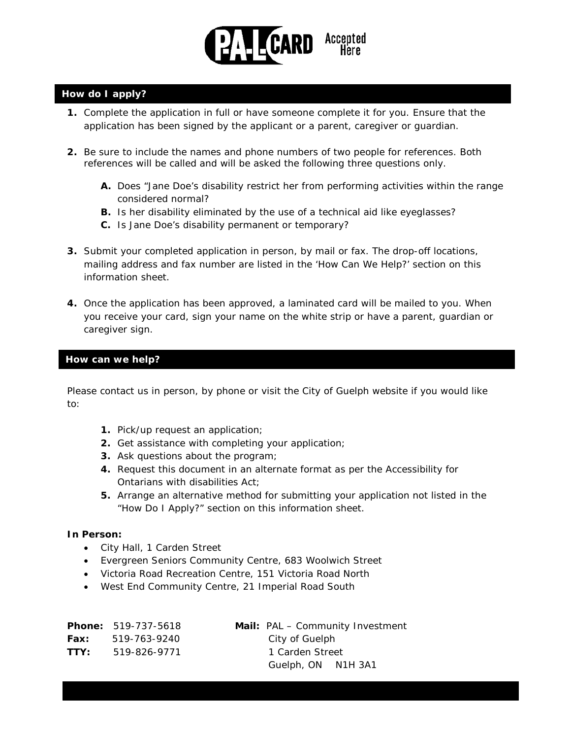P.A.L. CARD Accepted Here

## How do I apply?

1. Complete the application in full or have someone complete it for you. Ensure that the application has been signed by the applicant or a parent, caregiver or guardian.

2. Be sure to include the names and phone numbers of two people for references. Both references will be called and will be asked the following three questions only.

   A. Does "Jane Doe's disability restrict her from performing activities within the range considered normal?
   B. Is her disability eliminated by the use of a technical aid like eyeglasses?
   C. Is Jane Doe's disability permanent or temporary?

3. Submit your completed application in person, by mail or fax. The drop-off locations, mailing address and fax number are listed in the 'How Can We Help?' section on this information sheet.

4. Once the application has been approved, a laminated card will be mailed to you. When you receive your card, sign your name on the white strip or have a parent, guardian or caregiver sign.

## How can we help?

Please contact us in person, by phone or visit the City of Guelph website if you would like to:

1. Pick/up request an application;
2. Get assistance with completing your application;
3. Ask questions about the program;
4. Request this document in an alternate format as per the Accessibility for Ontarians with disabilities Act;
5. Arrange an alternative method for submitting your application not listed in the "How Do I Apply?" section on this information sheet.

**In Person:**

- City Hall, 1 Carden Street
- Evergreen Seniors Community Centre, 683 Woolwich Street
- Victoria Road Recreation Centre, 151 Victoria Road North
- West End Community Centre, 21 Imperial Road South

**Phone:** 519-737-5618
**Fax:** 519-763-9240
**TTY:** 519-826-9771

**Mail:** PAL – Community Investment
City of Guelph
1 Carden Street
Guelph, ON N1H 3A1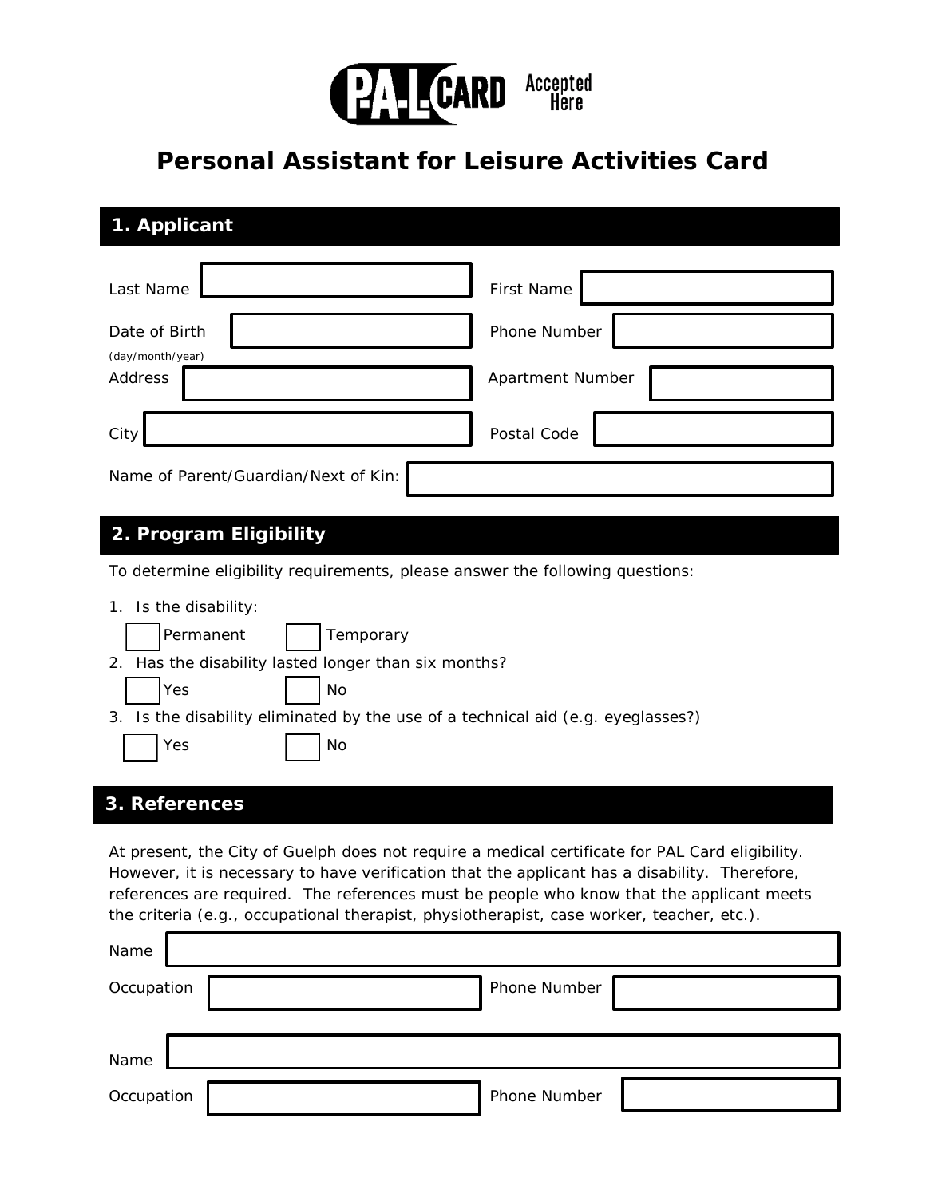P-A-L CARD Accepted Here

# Personal Assistant for Leisure Activities Card

## 1. Applicant

Last Name

First Name

Date of Birth (day/month/year)

Phone Number

Address

Apartment Number

City

Postal Code

Name of Parent/Guardian/Next of Kin:

## 2. Program Eligibility

To determine eligibility requirements, please answer the following questions:

1. Is the disability:
   - ☐ Permanent ☐ Temporary
2. Has the disability lasted longer than six months?
   - ☐ Yes ☐ No
3. Is the disability eliminated by the use of a technical aid (e.g. eyeglasses?)
   - ☐ Yes ☐ No

## 3. References

At present, the City of Guelph does not require a medical certificate for PAL Card eligibility. However, it is necessary to have verification that the applicant has a disability. Therefore, references are required. The references must be people who know that the applicant meets the criteria (e.g., occupational therapist, physiotherapist, case worker, teacher, etc.).

Name

Occupation

Phone Number

Name

Occupation

Phone Number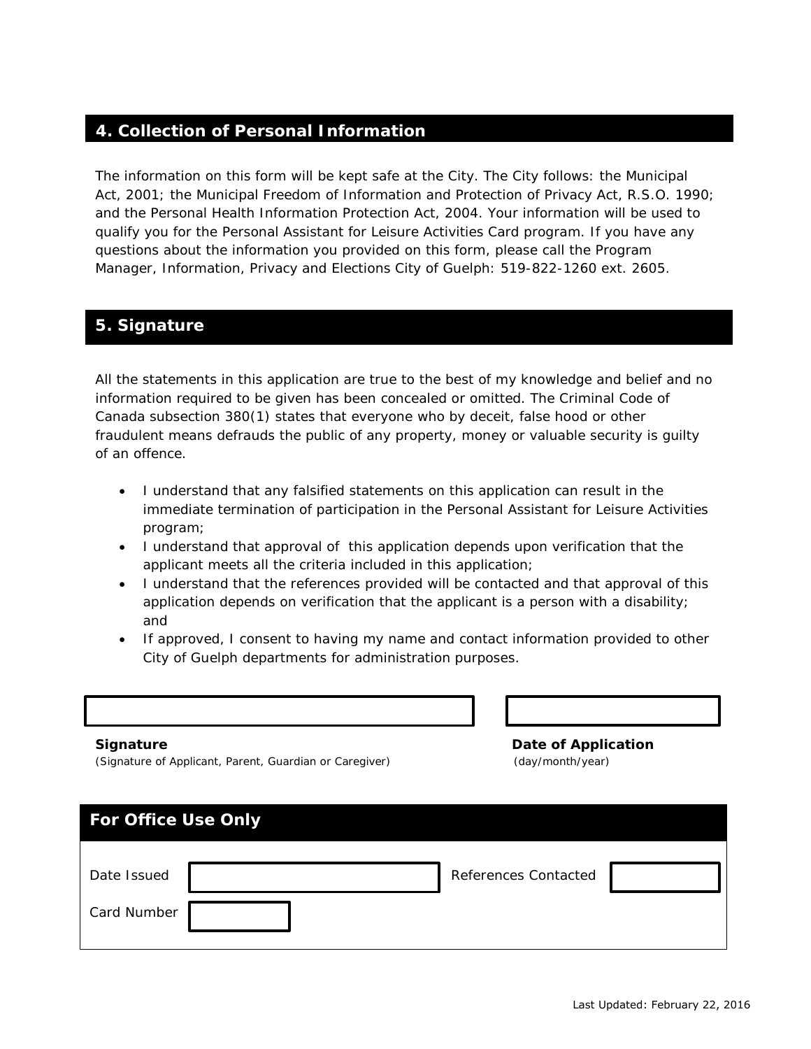## 4. Collection of Personal Information

The information on this form will be kept safe at the City. The City follows: the Municipal Act, 2001; the Municipal Freedom of Information and Protection of Privacy Act, R.S.O. 1990; and the Personal Health Information Protection Act, 2004. Your information will be used to qualify you for the Personal Assistant for Leisure Activities Card program. If you have any questions about the information you provided on this form, please call the Program Manager, Information, Privacy and Elections City of Guelph: 519-822-1260 ext. 2605.

## 5. Signature

All the statements in this application are true to the best of my knowledge and belief and no information required to be given has been concealed or omitted. The Criminal Code of Canada subsection 380(1) states that everyone who by deceit, false hood or other fraudulent means defrauds the public of any property, money or valuable security is guilty of an offence.

- I understand that any falsified statements on this application can result in the immediate termination of participation in the Personal Assistant for Leisure Activities program;
- I understand that approval of this application depends upon verification that the applicant meets all the criteria included in this application;
- I understand that the references provided will be contacted and that approval of this application depends on verification that the applicant is a person with a disability; and
- If approved, I consent to having my name and contact information provided to other City of Guelph departments for administration purposes.

**Signature**
*(Signature of Applicant, Parent, Guardian or Caregiver)*

**Date of Application**
*(day/month/year)*

## For Office Use Only

Date Issued

References Contacted

Card Number

Last Updated: February 22, 2016